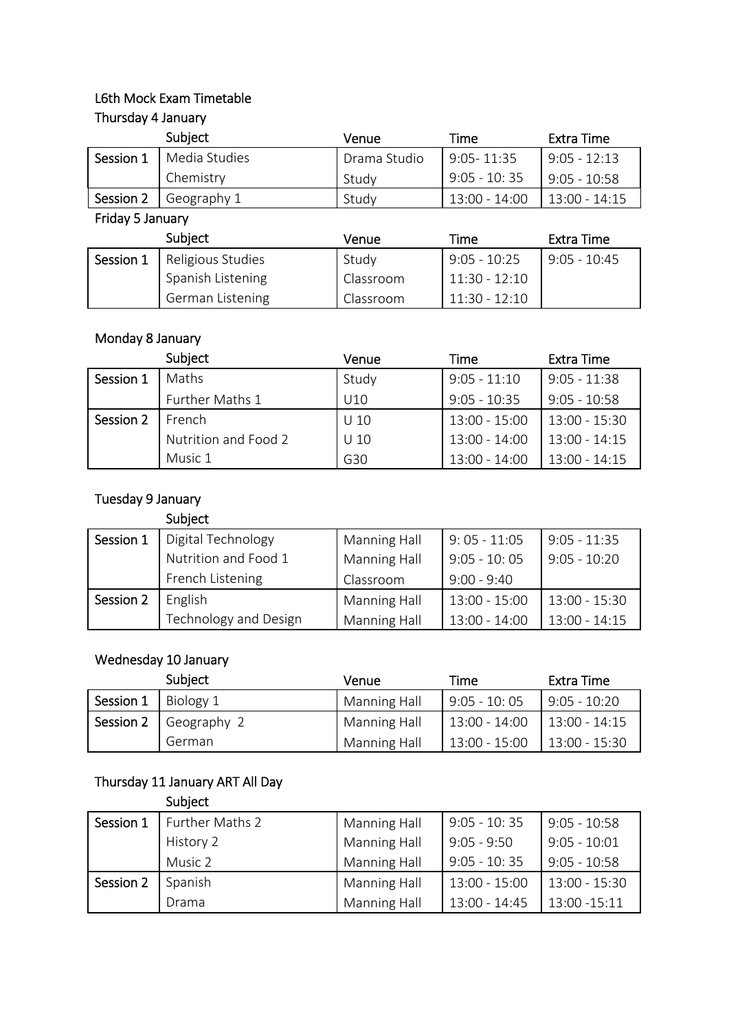# L6th Mock Exam Timetable

## Thursday 4 January

| | Subject | Venue | Time | Extra Time |
|---|---|---|---|---|
| Session 1 | Media Studies | Drama Studio | 9:05- 11:35 | 9:05 - 12:13 |
| | Chemistry | Study | 9:05 - 10: 35 | 9:05 - 10:58 |
| Session 2 | Geography 1 | Study | 13:00 - 14:00 | 13:00 - 14:15 |

## Friday 5 January

| | Subject | Venue | Time | Extra Time |
|---|---|---|---|---|
| Session 1 | Religious Studies | Study | 9:05 - 10:25 | 9:05 - 10:45 |
| | Spanish Listening | Classroom | 11:30 - 12:10 | |
| | German Listening | Classroom | 11:30 - 12:10 | |

## Monday 8 January

| | Subject | Venue | Time | Extra Time |
|---|---|---|---|---|
| Session 1 | Maths | Study | 9:05 - 11:10 | 9:05 - 11:38 |
| | Further Maths 1 | U10 | 9:05 - 10:35 | 9:05 - 10:58 |
| Session 2 | French | U 10 | 13:00 - 15:00 | 13:00 - 15:30 |
| | Nutrition and Food 2 | U 10 | 13:00 - 14:00 | 13:00 - 14:15 |
| | Music 1 | G30 | 13:00 - 14:00 | 13:00 - 14:15 |

## Tuesday 9 January

| | Subject | | | |
|---|---|---|---|---|
| Session 1 | Digital Technology | Manning Hall | 9: 05 - 11:05 | 9:05 - 11:35 |
| | Nutrition and Food 1 | Manning Hall | 9:05 - 10: 05 | 9:05 - 10:20 |
| | French Listening | Classroom | 9:00 - 9:40 | |
| Session 2 | English | Manning Hall | 13:00 - 15:00 | 13:00 - 15:30 |
| | Technology and Design | Manning Hall | 13:00 - 14:00 | 13:00 - 14:15 |

## Wednesday 10 January

| | Subject | Venue | Time | Extra Time |
|---|---|---|---|---|
| Session 1 | Biology 1 | Manning Hall | 9:05 - 10: 05 | 9:05 - 10:20 |
| Session 2 | Geography 2 | Manning Hall | 13:00 - 14:00 | 13:00 - 14:15 |
| | German | Manning Hall | 13:00 - 15:00 | 13:00 - 15:30 |

## Thursday 11 January ART All Day

| | Subject | | | |
|---|---|---|---|---|
| Session 1 | Further Maths 2 | Manning Hall | 9:05 - 10: 35 | 9:05 - 10:58 |
| | History 2 | Manning Hall | 9:05 - 9:50 | 9:05 - 10:01 |
| | Music 2 | Manning Hall | 9:05 - 10: 35 | 9:05 - 10:58 |
| Session 2 | Spanish | Manning Hall | 13:00 - 15:00 | 13:00 - 15:30 |
| | Drama | Manning Hall | 13:00 - 14:45 | 13:00 -15:11 |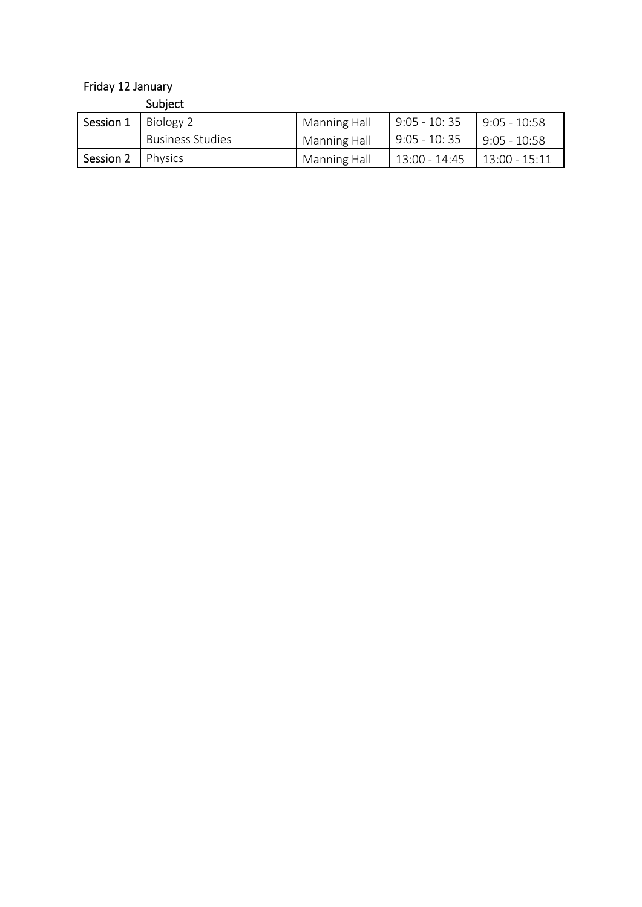Friday 12 January

| | Subject | | | |
|---|---|---|---|---|
| **Session 1** | Biology 2 | Manning Hall | 9:05 - 10: 35 | 9:05 - 10:58 |
| | Business Studies | Manning Hall | 9:05 - 10: 35 | 9:05 - 10:58 |
| **Session 2** | Physics | Manning Hall | 13:00 - 14:45 | 13:00 - 15:11 |